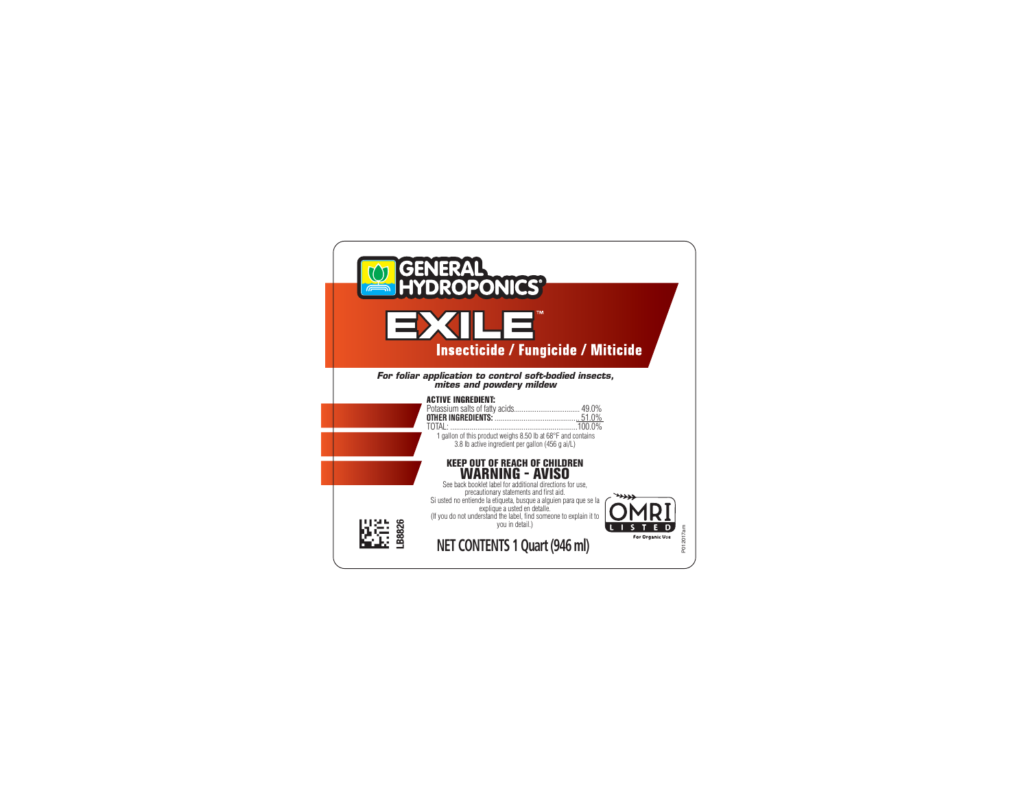GENERAL HYDROPONICS®

# EXILE™

## Insecticide / Fungicide / Miticide

***For foliar application to control soft-bodied insects, mites and powdery mildew***

**ACTIVE INGREDIENT:**

| | |
|---|---|
| Potassium salts of fatty acids | 49.0% |
| **OTHER INGREDIENTS:** | 51.0% |
| TOTAL: | 100.0% |

1 gallon of this product weighs 8.50 lb at 68°F and contains 3.8 lb active ingredient per gallon (456 g ai/L)

**KEEP OUT OF REACH OF CHILDREN**

**WARNING - AVISO**

See back booklet label for additional directions for use, precautionary statements and first aid.

Si usted no entiende la etiqueta, busque a alguien para que se la explique a usted en detalle.

(If you do not understand the label, find someone to explain it to you in detail.)

OMRI LISTED For Organic Use

LB8826

**NET CONTENTS 1 Quart (946 ml)**

P012017am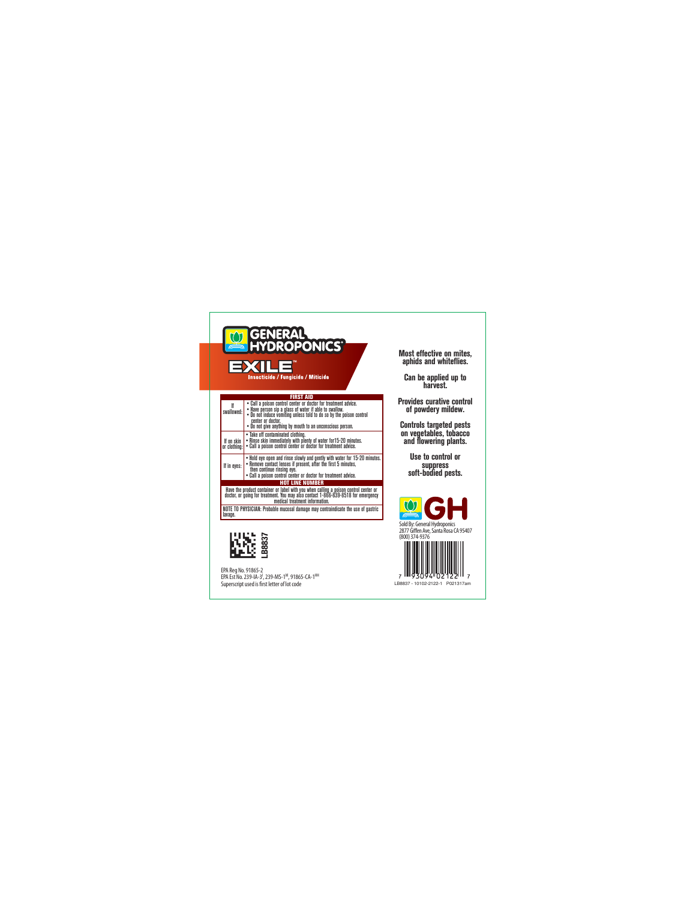# GENERAL HYDROPONICS®

## EXILE™

**Insecticide / Fungicide / Miticide**

| FIRST AID | |
|---|---|
| If swallowed: | • Call a poison control center or doctor for treatment advice.<br>• Have person sip a glass of water if able to swallow.<br>• Do not induce vomiting unless told to do so by the poison control center or doctor.<br>• Do not give anything by mouth to an unconscious person. |
| If on skin or clothing: | • Take off contaminated clothing.<br>• Rinse skin immediately with plenty of water for15-20 minutes.<br>• Call a poison control center or doctor for treatment advice. |
| If in eyes: | • Hold eye open and rinse slowly and gently with water for 15-20 minutes.<br>• Remove contact lenses if present, after the first 5 minutes, then continue rinsing eye.<br>• Call a poison control center or doctor for treatment advice. |
| **HOT LINE NUMBER** | |
| Have the product container or label with you when calling a poison control center or doctor, or going for treatment. You may also contact 1-866-839-8518 for emergency medical treatment information. | |
| NOTE TO PHYSICIAN: Probable mucosal damage may contraindicate the use of gastric lavage. | |

LB8837

EPA Reg No. 91865-2
EPA Est No. 239-IA-3[I], 239-MS-1[M], 91865-CA-1[HH]
Superscript used is first letter of lot code

**Most effective on mites, aphids and whiteflies.**

**Can be applied up to harvest.**

**Provides curative control of powdery mildew.**

**Controls targeted pests on vegetables, tobacco and flowering plants.**

**Use to control or suppress soft-bodied pests.**

GH

Sold By: General Hydroponics
2877 Giffen Ave, Santa Rosa CA 95407
(800) 374-9376

7 93094 02122 7

LB8837 - 10102-2122-1 P021317am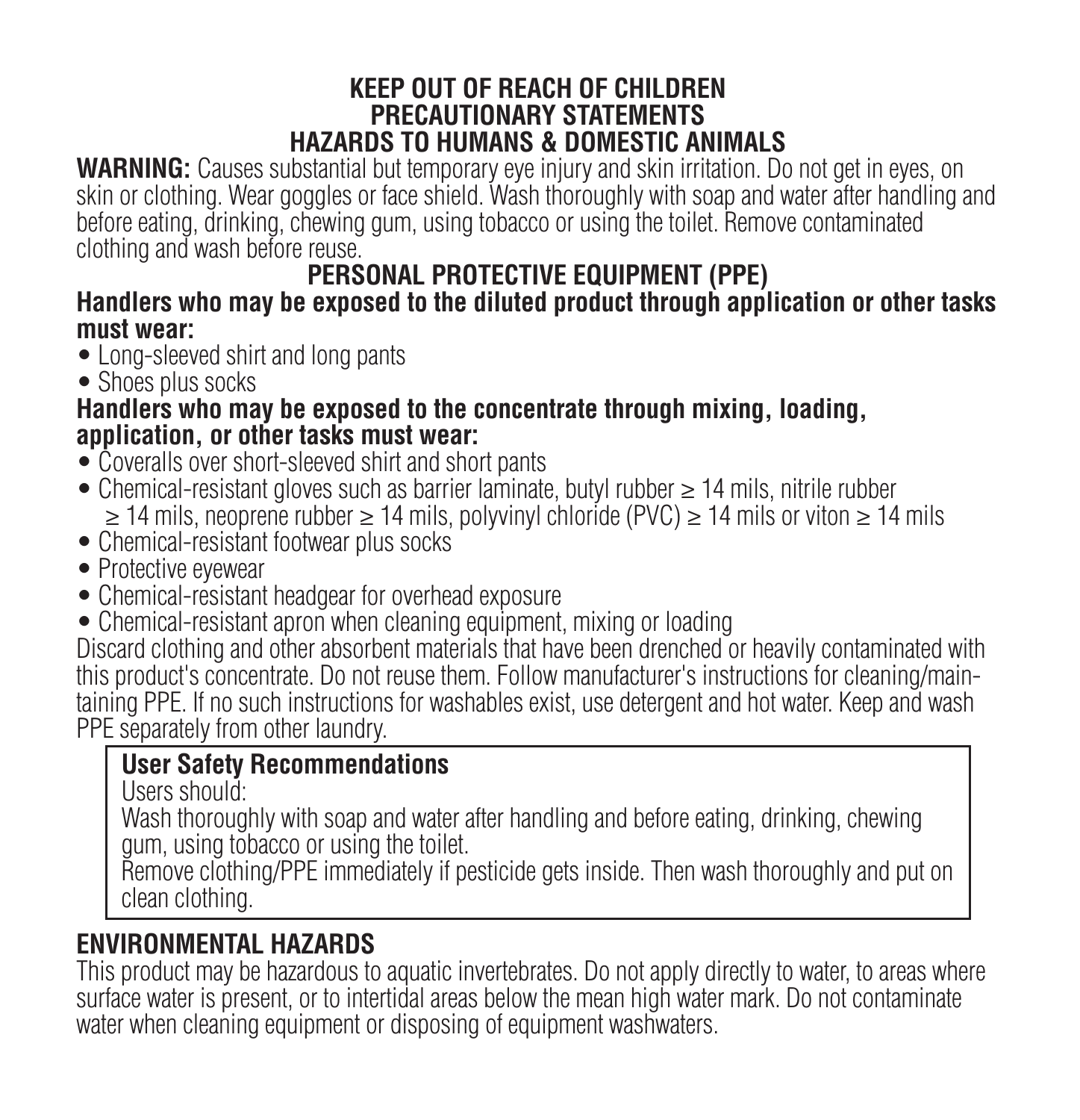## KEEP OUT OF REACH OF CHILDREN
## PRECAUTIONARY STATEMENTS
## HAZARDS TO HUMANS & DOMESTIC ANIMALS

**WARNING:** Causes substantial but temporary eye injury and skin irritation. Do not get in eyes, on skin or clothing. Wear goggles or face shield. Wash thoroughly with soap and water after handling and before eating, drinking, chewing gum, using tobacco or using the toilet. Remove contaminated clothing and wash before reuse.

## PERSONAL PROTECTIVE EQUIPMENT (PPE)

**Handlers who may be exposed to the diluted product through application or other tasks must wear:**

- Long-sleeved shirt and long pants
- Shoes plus socks

**Handlers who may be exposed to the concentrate through mixing, loading, application, or other tasks must wear:**

- Coveralls over short-sleeved shirt and short pants
- Chemical-resistant gloves such as barrier laminate, butyl rubber ≥ 14 mils, nitrile rubber ≥ 14 mils, neoprene rubber ≥ 14 mils, polyvinyl chloride (PVC) ≥ 14 mils or viton ≥ 14 mils
- Chemical-resistant footwear plus socks
- Protective eyewear
- Chemical-resistant headgear for overhead exposure
- Chemical-resistant apron when cleaning equipment, mixing or loading

Discard clothing and other absorbent materials that have been drenched or heavily contaminated with this product's concentrate. Do not reuse them. Follow manufacturer's instructions for cleaning/maintaining PPE. If no such instructions for washables exist, use detergent and hot water. Keep and wash PPE separately from other laundry.

**User Safety Recommendations**

Users should:

Wash thoroughly with soap and water after handling and before eating, drinking, chewing gum, using tobacco or using the toilet.

Remove clothing/PPE immediately if pesticide gets inside. Then wash thoroughly and put on clean clothing.

## ENVIRONMENTAL HAZARDS

This product may be hazardous to aquatic invertebrates. Do not apply directly to water, to areas where surface water is present, or to intertidal areas below the mean high water mark. Do not contaminate water when cleaning equipment or disposing of equipment washwaters.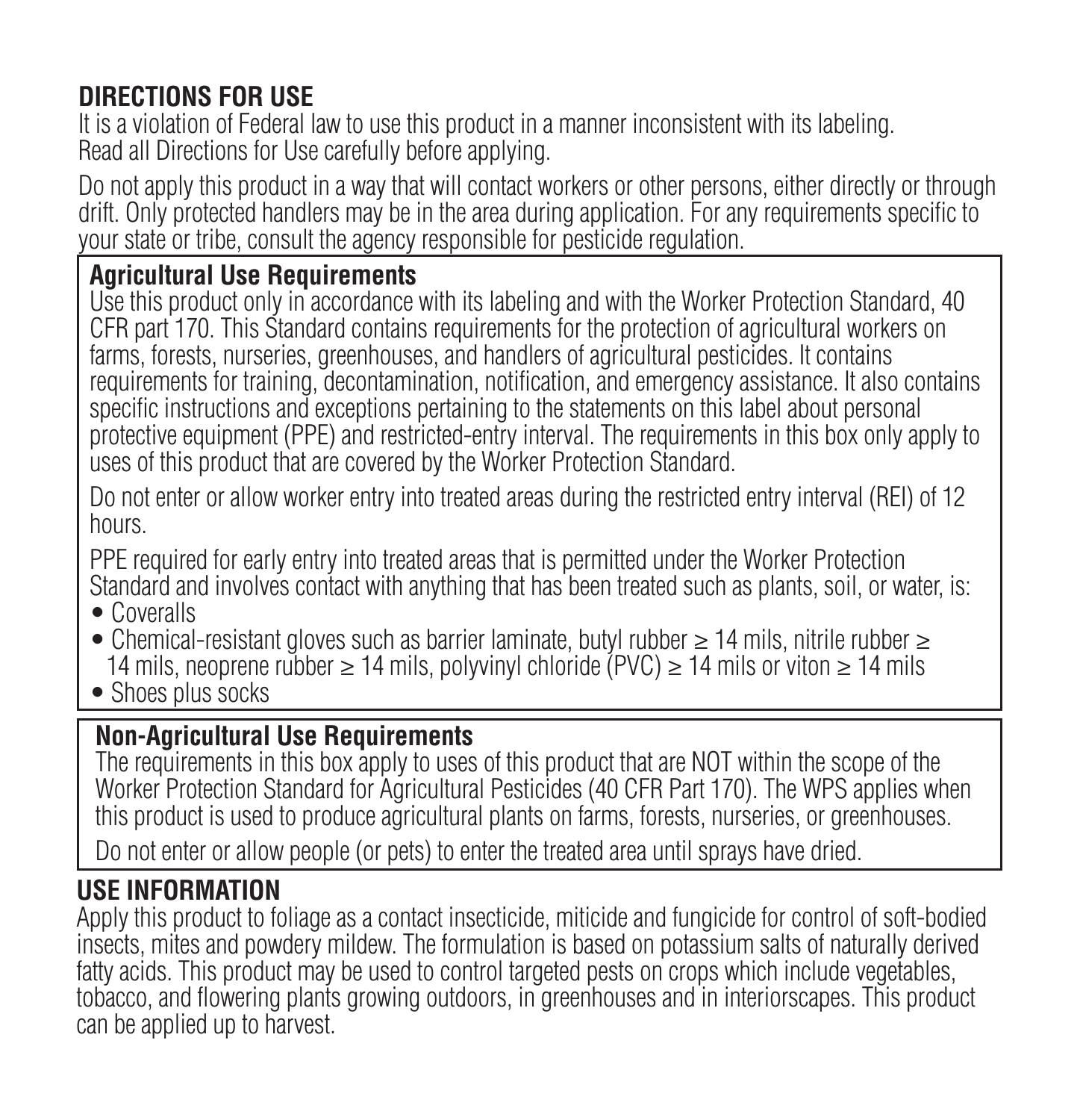## DIRECTIONS FOR USE

It is a violation of Federal law to use this product in a manner inconsistent with its labeling. Read all Directions for Use carefully before applying.

Do not apply this product in a way that will contact workers or other persons, either directly or through drift. Only protected handlers may be in the area during application. For any requirements specific to your state or tribe, consult the agency responsible for pesticide regulation.

### Agricultural Use Requirements

Use this product only in accordance with its labeling and with the Worker Protection Standard, 40 CFR part 170. This Standard contains requirements for the protection of agricultural workers on farms, forests, nurseries, greenhouses, and handlers of agricultural pesticides. It contains requirements for training, decontamination, notification, and emergency assistance. It also contains specific instructions and exceptions pertaining to the statements on this label about personal protective equipment (PPE) and restricted-entry interval. The requirements in this box only apply to uses of this product that are covered by the Worker Protection Standard.

Do not enter or allow worker entry into treated areas during the restricted entry interval (REI) of 12 hours.

PPE required for early entry into treated areas that is permitted under the Worker Protection Standard and involves contact with anything that has been treated such as plants, soil, or water, is:

- Coveralls
- Chemical-resistant gloves such as barrier laminate, butyl rubber ≥ 14 mils, nitrile rubber ≥ 14 mils, neoprene rubber ≥ 14 mils, polyvinyl chloride (PVC) ≥ 14 mils or viton ≥ 14 mils
- Shoes plus socks

### Non-Agricultural Use Requirements

The requirements in this box apply to uses of this product that are NOT within the scope of the Worker Protection Standard for Agricultural Pesticides (40 CFR Part 170). The WPS applies when this product is used to produce agricultural plants on farms, forests, nurseries, or greenhouses.

Do not enter or allow people (or pets) to enter the treated area until sprays have dried.

## USE INFORMATION

Apply this product to foliage as a contact insecticide, miticide and fungicide for control of soft-bodied insects, mites and powdery mildew. The formulation is based on potassium salts of naturally derived fatty acids. This product may be used to control targeted pests on crops which include vegetables, tobacco, and flowering plants growing outdoors, in greenhouses and in interiorscapes. This product can be applied up to harvest.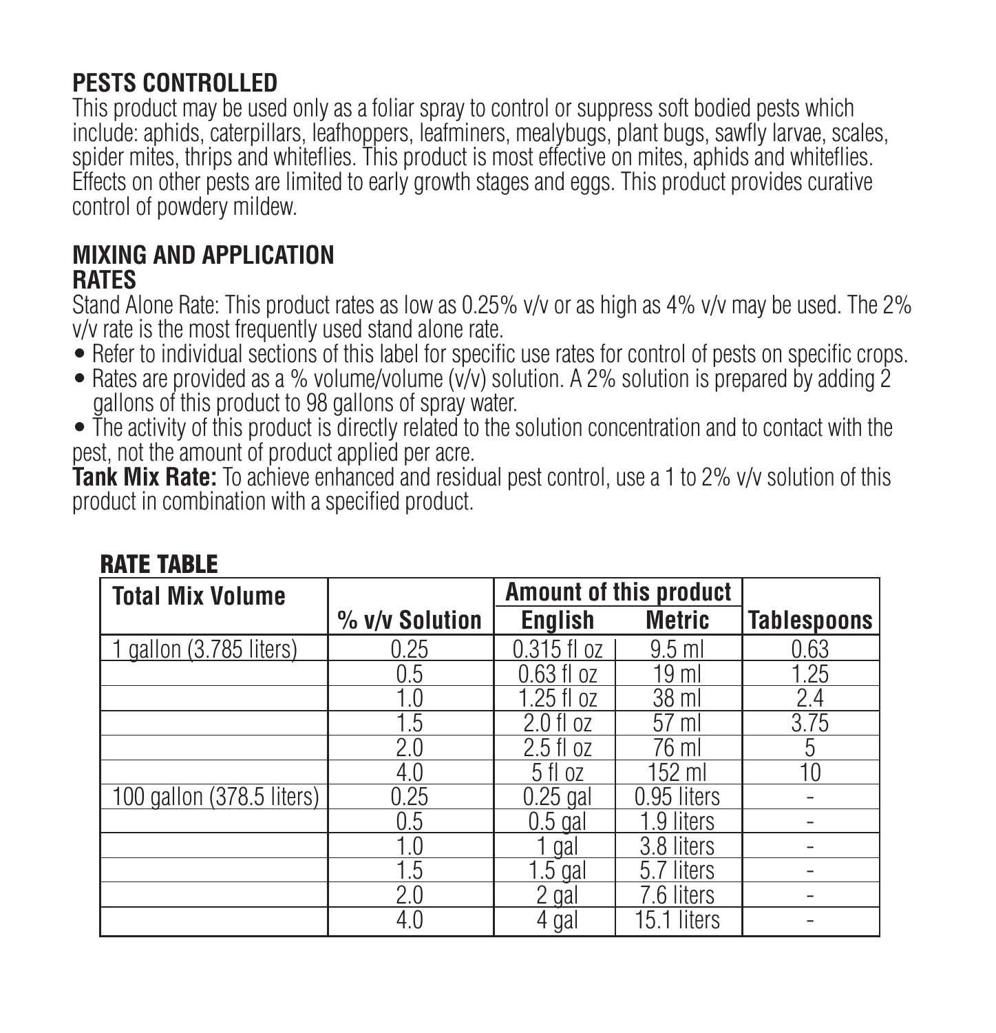## PESTS CONTROLLED

This product may be used only as a foliar spray to control or suppress soft bodied pests which include: aphids, caterpillars, leafhoppers, leafminers, mealybugs, plant bugs, sawfly larvae, scales, spider mites, thrips and whiteflies. This product is most effective on mites, aphids and whiteflies. Effects on other pests are limited to early growth stages and eggs. This product provides curative control of powdery mildew.

## MIXING AND APPLICATION

### RATES

Stand Alone Rate: This product rates as low as 0.25% v/v or as high as 4% v/v may be used. The 2% v/v rate is the most frequently used stand alone rate.

- Refer to individual sections of this label for specific use rates for control of pests on specific crops.
- Rates are provided as a % volume/volume (v/v) solution. A 2% solution is prepared by adding 2 gallons of this product to 98 gallons of spray water.
- The activity of this product is directly related to the solution concentration and to contact with the pest, not the amount of product applied per acre.

**Tank Mix Rate:** To achieve enhanced and residual pest control, use a 1 to 2% v/v solution of this product in combination with a specified product.

### RATE TABLE

| Total Mix Volume | % v/v Solution | Amount of this product | | Tablespoons |
|---|---|---|---|---|
| | | English | Metric | |
| 1 gallon (3.785 liters) | 0.25 | 0.315 fl oz | 9.5 ml | 0.63 |
| | 0.5 | 0.63 fl oz | 19 ml | 1.25 |
| | 1.0 | 1.25 fl oz | 38 ml | 2.4 |
| | 1.5 | 2.0 fl oz | 57 ml | 3.75 |
| | 2.0 | 2.5 fl oz | 76 ml | 5 |
| | 4.0 | 5 fl oz | 152 ml | 10 |
| 100 gallon (378.5 liters) | 0.25 | 0.25 gal | 0.95 liters | - |
| | 0.5 | 0.5 gal | 1.9 liters | - |
| | 1.0 | 1 gal | 3.8 liters | - |
| | 1.5 | 1.5 gal | 5.7 liters | - |
| | 2.0 | 2 gal | 7.6 liters | - |
| | 4.0 | 4 gal | 15.1 liters | - |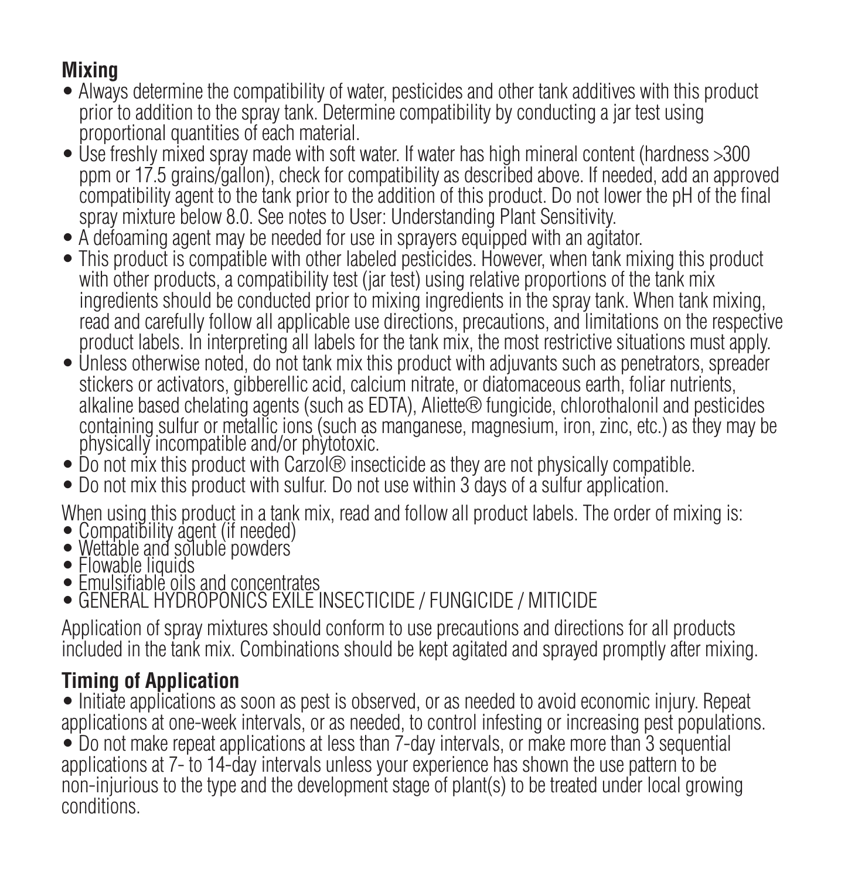## Mixing

- Always determine the compatibility of water, pesticides and other tank additives with this product prior to addition to the spray tank. Determine compatibility by conducting a jar test using proportional quantities of each material.
- Use freshly mixed spray made with soft water. If water has high mineral content (hardness >300 ppm or 17.5 grains/gallon), check for compatibility as described above. If needed, add an approved compatibility agent to the tank prior to the addition of this product. Do not lower the pH of the final spray mixture below 8.0. See notes to User: Understanding Plant Sensitivity.
- A defoaming agent may be needed for use in sprayers equipped with an agitator.
- This product is compatible with other labeled pesticides. However, when tank mixing this product with other products, a compatibility test (jar test) using relative proportions of the tank mix ingredients should be conducted prior to mixing ingredients in the spray tank. When tank mixing, read and carefully follow all applicable use directions, precautions, and limitations on the respective product labels. In interpreting all labels for the tank mix, the most restrictive situations must apply.
- Unless otherwise noted, do not tank mix this product with adjuvants such as penetrators, spreader stickers or activators, gibberellic acid, calcium nitrate, or diatomaceous earth, foliar nutrients, alkaline based chelating agents (such as EDTA), Aliette® fungicide, chlorothalonil and pesticides containing sulfur or metallic ions (such as manganese, magnesium, iron, zinc, etc.) as they may be physically incompatible and/or phytotoxic.
- Do not mix this product with Carzol® insecticide as they are not physically compatible.
- Do not mix this product with sulfur. Do not use within 3 days of a sulfur application.

When using this product in a tank mix, read and follow all product labels. The order of mixing is:

- Compatibility agent (if needed)
- Wettable and soluble powders
- Flowable liquids
- Emulsifiable oils and concentrates
- GENERAL HYDROPONICS EXILE INSECTICIDE / FUNGICIDE / MITICIDE

Application of spray mixtures should conform to use precautions and directions for all products included in the tank mix. Combinations should be kept agitated and sprayed promptly after mixing.

## Timing of Application

- Initiate applications as soon as pest is observed, or as needed to avoid economic injury. Repeat applications at one-week intervals, or as needed, to control infesting or increasing pest populations.
- Do not make repeat applications at less than 7-day intervals, or make more than 3 sequential applications at 7- to 14-day intervals unless your experience has shown the use pattern to be non-injurious to the type and the development stage of plant(s) to be treated under local growing conditions.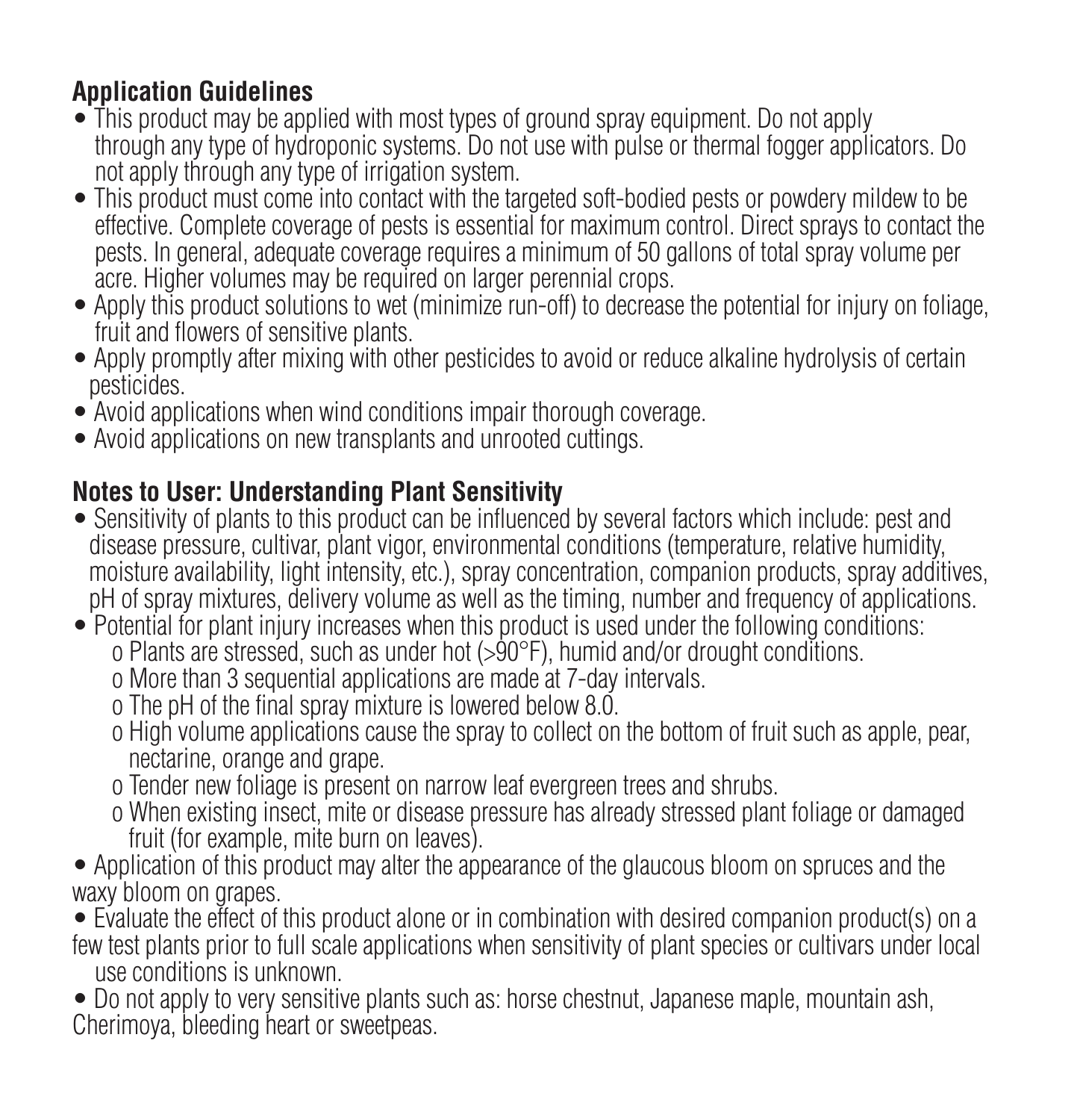## Application Guidelines

- This product may be applied with most types of ground spray equipment. Do not apply through any type of hydroponic systems. Do not use with pulse or thermal fogger applicators. Do not apply through any type of irrigation system.
- This product must come into contact with the targeted soft-bodied pests or powdery mildew to be effective. Complete coverage of pests is essential for maximum control. Direct sprays to contact the pests. In general, adequate coverage requires a minimum of 50 gallons of total spray volume per acre. Higher volumes may be required on larger perennial crops.
- Apply this product solutions to wet (minimize run-off) to decrease the potential for injury on foliage, fruit and flowers of sensitive plants.
- Apply promptly after mixing with other pesticides to avoid or reduce alkaline hydrolysis of certain pesticides.
- Avoid applications when wind conditions impair thorough coverage.
- Avoid applications on new transplants and unrooted cuttings.

## Notes to User: Understanding Plant Sensitivity

- Sensitivity of plants to this product can be influenced by several factors which include: pest and disease pressure, cultivar, plant vigor, environmental conditions (temperature, relative humidity, moisture availability, light intensity, etc.), spray concentration, companion products, spray additives, pH of spray mixtures, delivery volume as well as the timing, number and frequency of applications.
- Potential for plant injury increases when this product is used under the following conditions:
  - o Plants are stressed, such as under hot (>90°F), humid and/or drought conditions.
  - o More than 3 sequential applications are made at 7-day intervals.
  - o The pH of the final spray mixture is lowered below 8.0.
  - o High volume applications cause the spray to collect on the bottom of fruit such as apple, pear, nectarine, orange and grape.
  - o Tender new foliage is present on narrow leaf evergreen trees and shrubs.
  - o When existing insect, mite or disease pressure has already stressed plant foliage or damaged fruit (for example, mite burn on leaves).
- Application of this product may alter the appearance of the glaucous bloom on spruces and the waxy bloom on grapes.
- Evaluate the effect of this product alone or in combination with desired companion product(s) on a few test plants prior to full scale applications when sensitivity of plant species or cultivars under local use conditions is unknown.
- Do not apply to very sensitive plants such as: horse chestnut, Japanese maple, mountain ash, Cherimoya, bleeding heart or sweetpeas.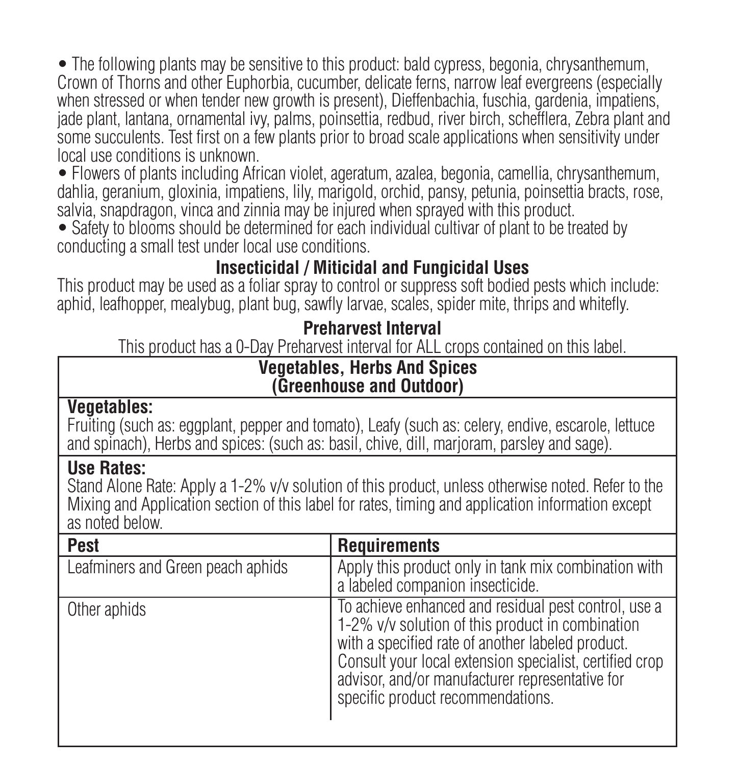- The following plants may be sensitive to this product: bald cypress, begonia, chrysanthemum, Crown of Thorns and other Euphorbia, cucumber, delicate ferns, narrow leaf evergreens (especially when stressed or when tender new growth is present), Dieffenbachia, fuschia, gardenia, impatiens, jade plant, lantana, ornamental ivy, palms, poinsettia, redbud, river birch, schefflera, Zebra plant and some succulents. Test first on a few plants prior to broad scale applications when sensitivity under local use conditions is unknown.
- Flowers of plants including African violet, ageratum, azalea, begonia, camellia, chrysanthemum, dahlia, geranium, gloxinia, impatiens, lily, marigold, orchid, pansy, petunia, poinsettia bracts, rose, salvia, snapdragon, vinca and zinnia may be injured when sprayed with this product.
- Safety to blooms should be determined for each individual cultivar of plant to be treated by conducting a small test under local use conditions.

## Insecticidal / Miticidal and Fungicidal Uses

This product may be used as a foliar spray to control or suppress soft bodied pests which include: aphid, leafhopper, mealybug, plant bug, sawfly larvae, scales, spider mite, thrips and whitefly.

## Preharvest Interval

This product has a 0-Day Preharvest interval for ALL crops contained on this label.

### Vegetables, Herbs And Spices (Greenhouse and Outdoor)

**Vegetables:**
Fruiting (such as: eggplant, pepper and tomato), Leafy (such as: celery, endive, escarole, lettuce and spinach), Herbs and spices: (such as: basil, chive, dill, marjoram, parsley and sage).

**Use Rates:**
Stand Alone Rate: Apply a 1-2% v/v solution of this product, unless otherwise noted. Refer to the Mixing and Application section of this label for rates, timing and application information except as noted below.

| Pest | Requirements |
|---|---|
| Leafminers and Green peach aphids | Apply this product only in tank mix combination with a labeled companion insecticide. |
| Other aphids | To achieve enhanced and residual pest control, use a 1-2% v/v solution of this product in combination with a specified rate of another labeled product. Consult your local extension specialist, certified crop advisor, and/or manufacturer representative for specific product recommendations. |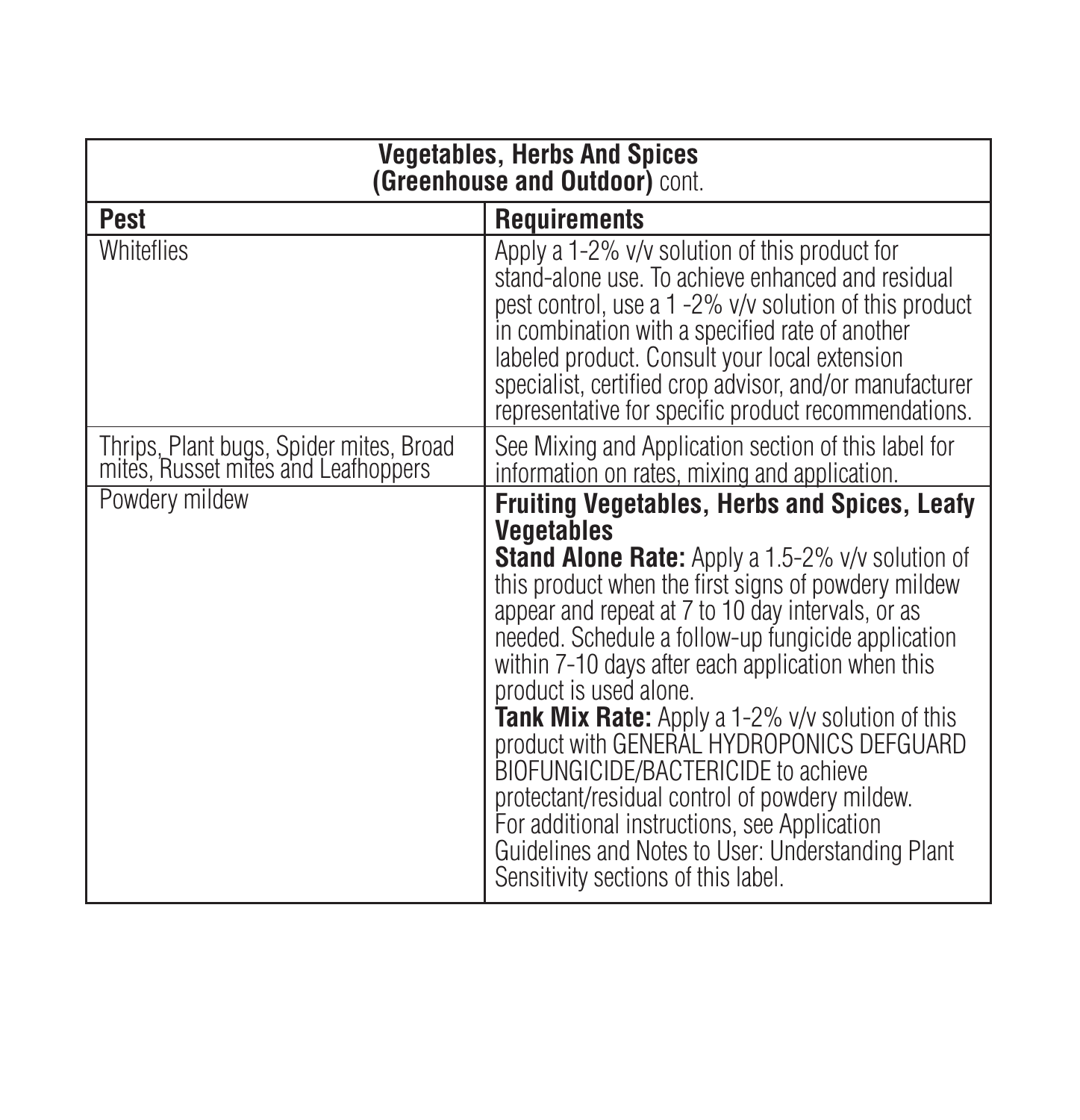| **Vegetables, Herbs And Spices (Greenhouse and Outdoor)** cont. | |
|---|---|
| **Pest** | **Requirements** |
| Whiteflies | Apply a 1-2% v/v solution of this product for stand-alone use. To achieve enhanced and residual pest control, use a 1 -2% v/v solution of this product in combination with a specified rate of another labeled product. Consult your local extension specialist, certified crop advisor, and/or manufacturer representative for specific product recommendations. |
| Thrips, Plant bugs, Spider mites, Broad mites, Russet mites and Leafhoppers | See Mixing and Application section of this label for information on rates, mixing and application. |
| Powdery mildew | **Fruiting Vegetables, Herbs and Spices, Leafy Vegetables** <br> **Stand Alone Rate:** Apply a 1.5-2% v/v solution of this product when the first signs of powdery mildew appear and repeat at 7 to 10 day intervals, or as needed. Schedule a follow-up fungicide application within 7-10 days after each application when this product is used alone. <br> **Tank Mix Rate:** Apply a 1-2% v/v solution of this product with GENERAL HYDROPONICS DEFGUARD BIOFUNGICIDE/BACTERICIDE to achieve protectant/residual control of powdery mildew. For additional instructions, see Application Guidelines and Notes to User: Understanding Plant Sensitivity sections of this label. |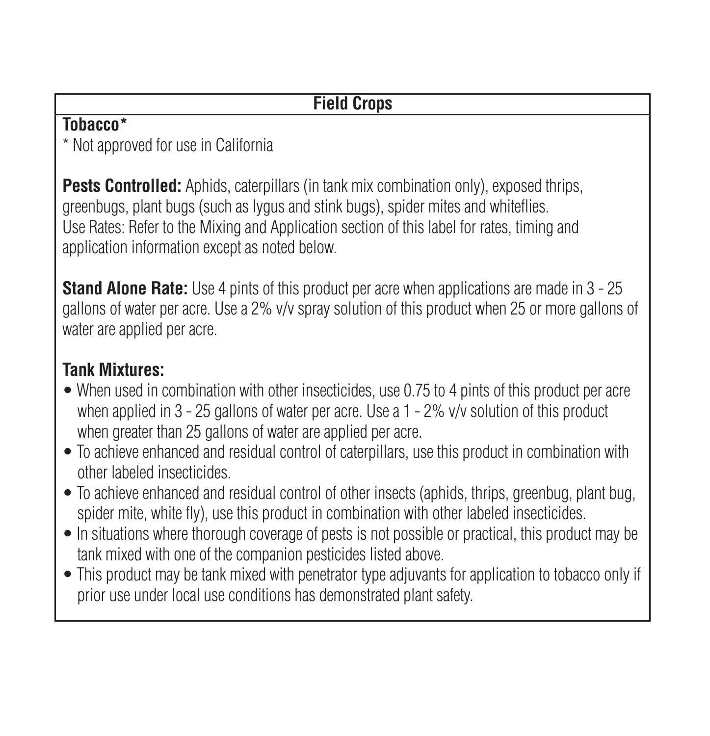## Field Crops

**Tobacco***

* Not approved for use in California

**Pests Controlled:** Aphids, caterpillars (in tank mix combination only), exposed thrips, greenbugs, plant bugs (such as lygus and stink bugs), spider mites and whiteflies.
Use Rates: Refer to the Mixing and Application section of this label for rates, timing and application information except as noted below.

**Stand Alone Rate:** Use 4 pints of this product per acre when applications are made in 3 - 25 gallons of water per acre. Use a 2% v/v spray solution of this product when 25 or more gallons of water are applied per acre.

### Tank Mixtures:

- When used in combination with other insecticides, use 0.75 to 4 pints of this product per acre when applied in 3 - 25 gallons of water per acre. Use a 1 - 2% v/v solution of this product when greater than 25 gallons of water are applied per acre.
- To achieve enhanced and residual control of caterpillars, use this product in combination with other labeled insecticides.
- To achieve enhanced and residual control of other insects (aphids, thrips, greenbug, plant bug, spider mite, white fly), use this product in combination with other labeled insecticides.
- In situations where thorough coverage of pests is not possible or practical, this product may be tank mixed with one of the companion pesticides listed above.
- This product may be tank mixed with penetrator type adjuvants for application to tobacco only if prior use under local use conditions has demonstrated plant safety.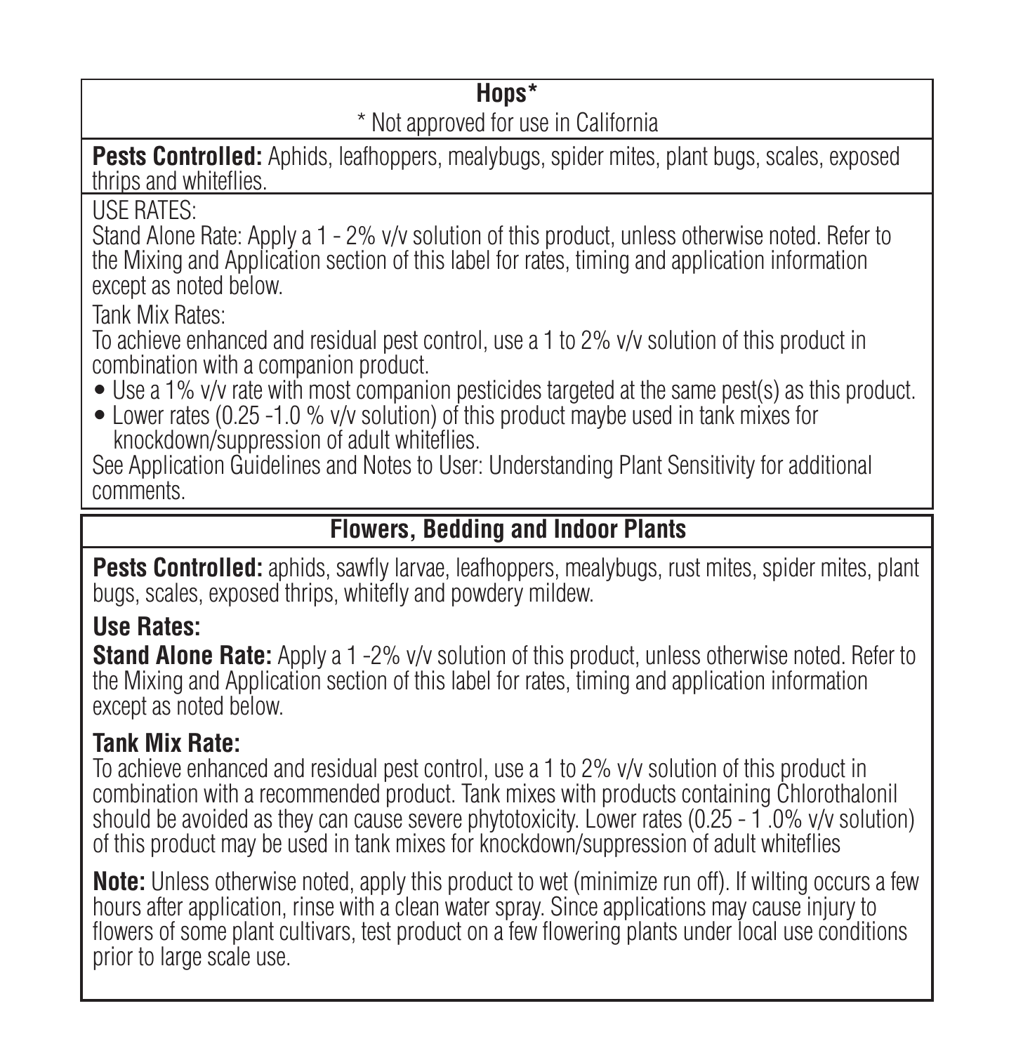## Hops*

\* Not approved for use in California

**Pests Controlled:** Aphids, leafhoppers, mealybugs, spider mites, plant bugs, scales, exposed thrips and whiteflies.

USE RATES:

Stand Alone Rate: Apply a 1 - 2% v/v solution of this product, unless otherwise noted. Refer to the Mixing and Application section of this label for rates, timing and application information except as noted below.

Tank Mix Rates:

To achieve enhanced and residual pest control, use a 1 to 2% v/v solution of this product in combination with a companion product.

- Use a 1% v/v rate with most companion pesticides targeted at the same pest(s) as this product.
- Lower rates (0.25 -1.0 % v/v solution) of this product maybe used in tank mixes for knockdown/suppression of adult whiteflies.

See Application Guidelines and Notes to User: Understanding Plant Sensitivity for additional comments.

## Flowers, Bedding and Indoor Plants

**Pests Controlled:** aphids, sawfly larvae, leafhoppers, mealybugs, rust mites, spider mites, plant bugs, scales, exposed thrips, whitefly and powdery mildew.

**Use Rates:**

**Stand Alone Rate:** Apply a 1 -2% v/v solution of this product, unless otherwise noted. Refer to the Mixing and Application section of this label for rates, timing and application information except as noted below.

**Tank Mix Rate:**

To achieve enhanced and residual pest control, use a 1 to 2% v/v solution of this product in combination with a recommended product. Tank mixes with products containing Chlorothalonil should be avoided as they can cause severe phytotoxicity. Lower rates (0.25 - 1 .0% v/v solution) of this product may be used in tank mixes for knockdown/suppression of adult whiteflies

**Note:** Unless otherwise noted, apply this product to wet (minimize run off). If wilting occurs a few hours after application, rinse with a clean water spray. Since applications may cause injury to flowers of some plant cultivars, test product on a few flowering plants under local use conditions prior to large scale use.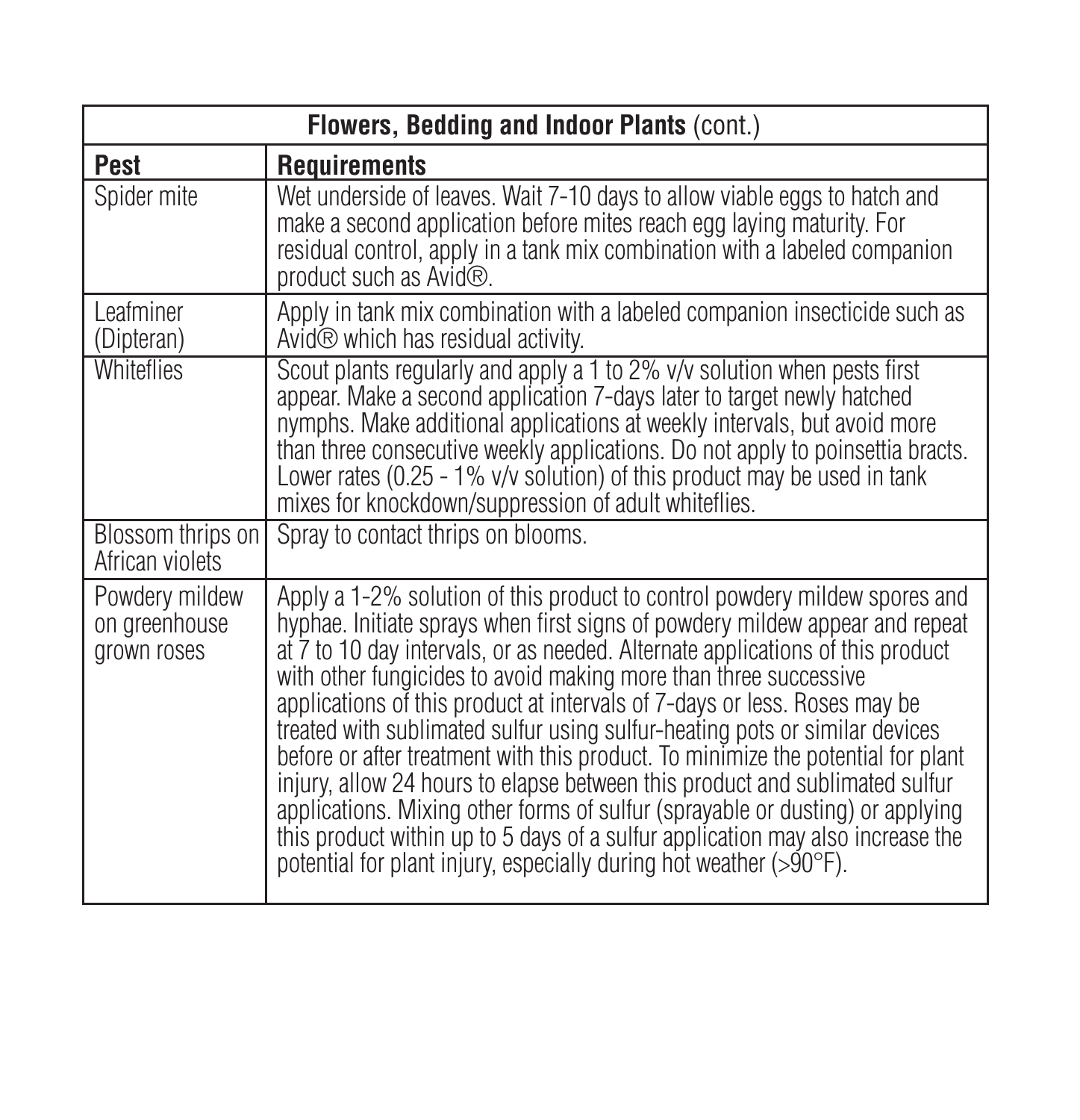| Flowers, Bedding and Indoor Plants (cont.) | |
|---|---|
| **Pest** | **Requirements** |
| Spider mite | Wet underside of leaves. Wait 7-10 days to allow viable eggs to hatch and make a second application before mites reach egg laying maturity. For residual control, apply in a tank mix combination with a labeled companion product such as Avid®. |
| Leafminer (Dipteran) | Apply in tank mix combination with a labeled companion insecticide such as Avid® which has residual activity. |
| Whiteflies | Scout plants regularly and apply a 1 to 2% v/v solution when pests first appear. Make a second application 7-days later to target newly hatched nymphs. Make additional applications at weekly intervals, but avoid more than three consecutive weekly applications. Do not apply to poinsettia bracts. Lower rates (0.25 - 1% v/v solution) of this product may be used in tank mixes for knockdown/suppression of adult whiteflies. |
| Blossom thrips on African violets | Spray to contact thrips on blooms. |
| Powdery mildew on greenhouse grown roses | Apply a 1-2% solution of this product to control powdery mildew spores and hyphae. Initiate sprays when first signs of powdery mildew appear and repeat at 7 to 10 day intervals, or as needed. Alternate applications of this product with other fungicides to avoid making more than three successive applications of this product at intervals of 7-days or less. Roses may be treated with sublimated sulfur using sulfur-heating pots or similar devices before or after treatment with this product. To minimize the potential for plant injury, allow 24 hours to elapse between this product and sublimated sulfur applications. Mixing other forms of sulfur (sprayable or dusting) or applying this product within up to 5 days of a sulfur application may also increase the potential for plant injury, especially during hot weather (>90°F). |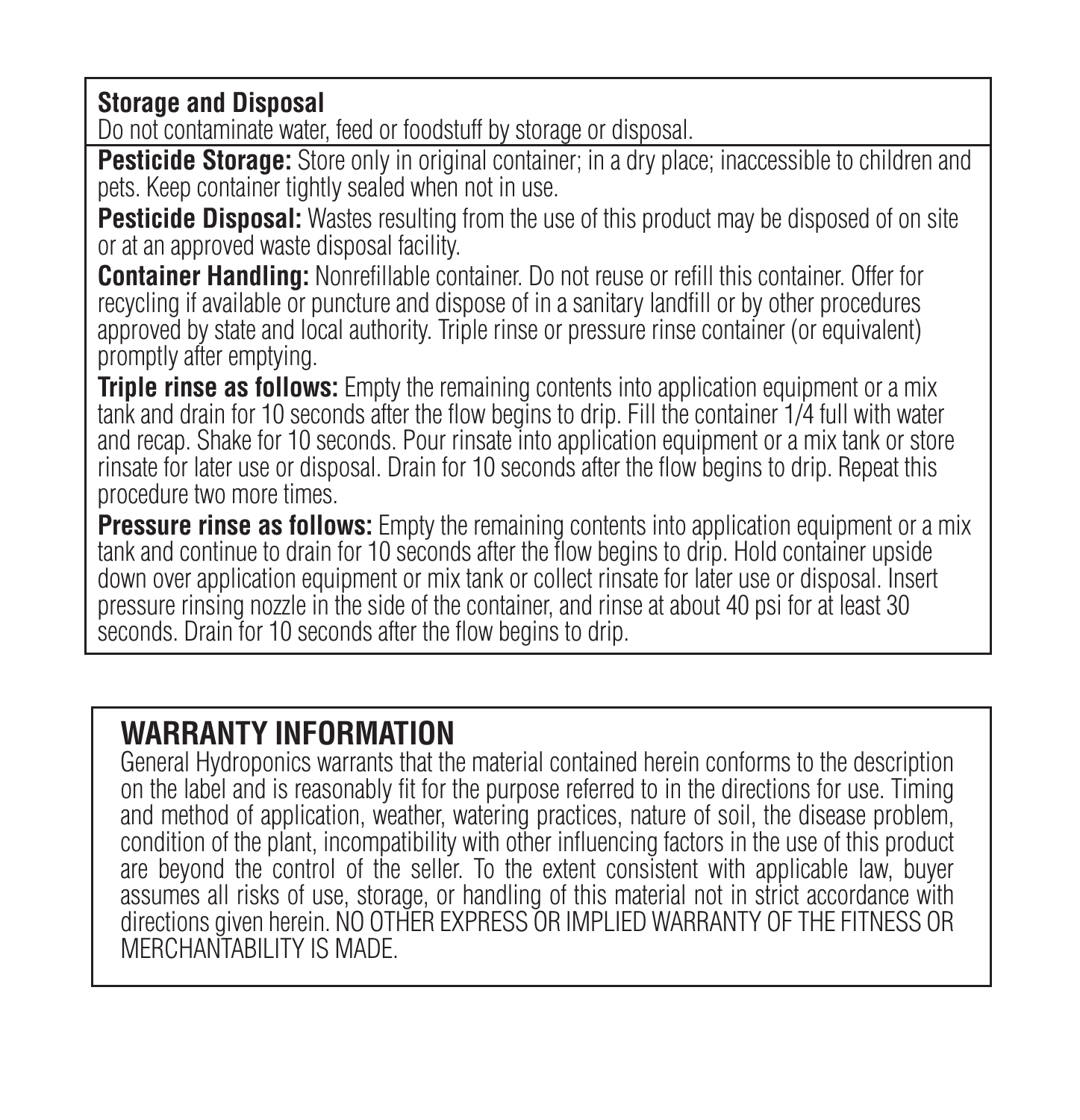**Storage and Disposal**

Do not contaminate water, feed or foodstuff by storage or disposal.

**Pesticide Storage:** Store only in original container; in a dry place; inaccessible to children and pets. Keep container tightly sealed when not in use.

**Pesticide Disposal:** Wastes resulting from the use of this product may be disposed of on site or at an approved waste disposal facility.

**Container Handling:** Nonrefillable container. Do not reuse or refill this container. Offer for recycling if available or puncture and dispose of in a sanitary landfill or by other procedures approved by state and local authority. Triple rinse or pressure rinse container (or equivalent) promptly after emptying.

**Triple rinse as follows:** Empty the remaining contents into application equipment or a mix tank and drain for 10 seconds after the flow begins to drip. Fill the container 1/4 full with water and recap. Shake for 10 seconds. Pour rinsate into application equipment or a mix tank or store rinsate for later use or disposal. Drain for 10 seconds after the flow begins to drip. Repeat this procedure two more times.

**Pressure rinse as follows:** Empty the remaining contents into application equipment or a mix tank and continue to drain for 10 seconds after the flow begins to drip. Hold container upside down over application equipment or mix tank or collect rinsate for later use or disposal. Insert pressure rinsing nozzle in the side of the container, and rinse at about 40 psi for at least 30 seconds. Drain for 10 seconds after the flow begins to drip.

## WARRANTY INFORMATION

General Hydroponics warrants that the material contained herein conforms to the description on the label and is reasonably fit for the purpose referred to in the directions for use. Timing and method of application, weather, watering practices, nature of soil, the disease problem, condition of the plant, incompatibility with other influencing factors in the use of this product are beyond the control of the seller. To the extent consistent with applicable law, buyer assumes all risks of use, storage, or handling of this material not in strict accordance with directions given herein. NO OTHER EXPRESS OR IMPLIED WARRANTY OF THE FITNESS OR MERCHANTABILITY IS MADE.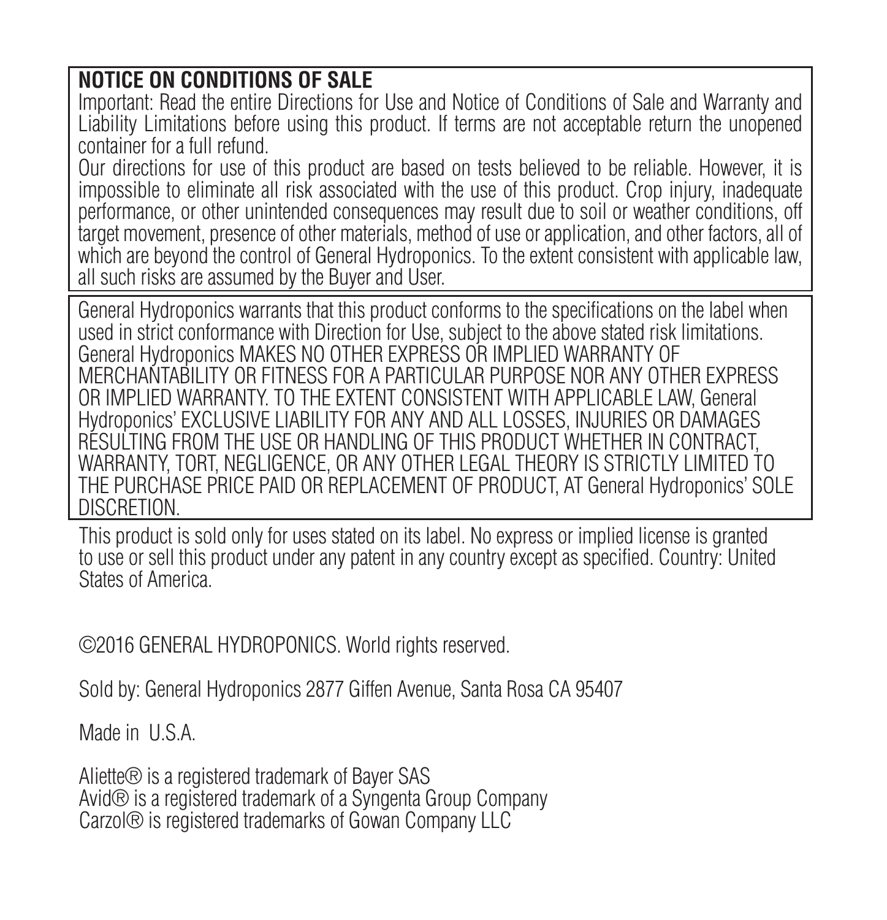## NOTICE ON CONDITIONS OF SALE

Important: Read the entire Directions for Use and Notice of Conditions of Sale and Warranty and Liability Limitations before using this product. If terms are not acceptable return the unopened container for a full refund.

Our directions for use of this product are based on tests believed to be reliable. However, it is impossible to eliminate all risk associated with the use of this product. Crop injury, inadequate performance, or other unintended consequences may result due to soil or weather conditions, off target movement, presence of other materials, method of use or application, and other factors, all of which are beyond the control of General Hydroponics. To the extent consistent with applicable law, all such risks are assumed by the Buyer and User.

General Hydroponics warrants that this product conforms to the specifications on the label when used in strict conformance with Direction for Use, subject to the above stated risk limitations. General Hydroponics MAKES NO OTHER EXPRESS OR IMPLIED WARRANTY OF MERCHANTABILITY OR FITNESS FOR A PARTICULAR PURPOSE NOR ANY OTHER EXPRESS OR IMPLIED WARRANTY. TO THE EXTENT CONSISTENT WITH APPLICABLE LAW, General Hydroponics' EXCLUSIVE LIABILITY FOR ANY AND ALL LOSSES, INJURIES OR DAMAGES RESULTING FROM THE USE OR HANDLING OF THIS PRODUCT WHETHER IN CONTRACT, WARRANTY, TORT, NEGLIGENCE, OR ANY OTHER LEGAL THEORY IS STRICTLY LIMITED TO THE PURCHASE PRICE PAID OR REPLACEMENT OF PRODUCT, AT General Hydroponics' SOLE DISCRETION.

This product is sold only for uses stated on its label. No express or implied license is granted to use or sell this product under any patent in any country except as specified. Country: United States of America.

©2016 GENERAL HYDROPONICS. World rights reserved.

Sold by: General Hydroponics 2877 Giffen Avenue, Santa Rosa CA 95407

Made in U.S.A.

Aliette® is a registered trademark of Bayer SAS
Avid® is a registered trademark of a Syngenta Group Company
Carzol® is registered trademarks of Gowan Company LLC